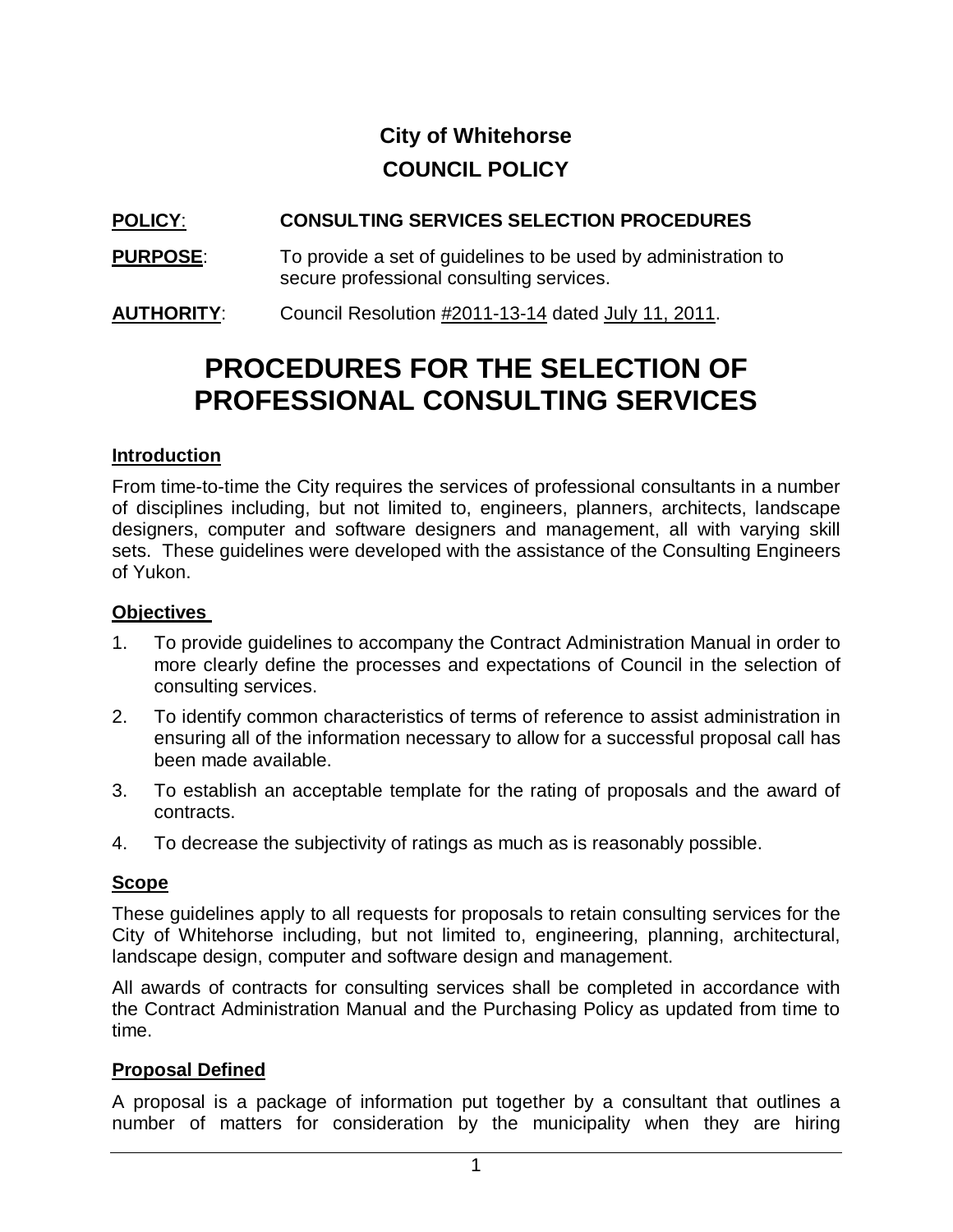**City of Whitehorse**

**COUNCIL POLICY**

**POLICY**: **CONSULTING SERVICES SELECTION PROCEDURES**

**PURPOSE**: To provide a set of guidelines to be used by administration to secure professional consulting services.

**AUTHORITY**: Council Resolution #2011-13-14 dated July 11, 2011.

# PROCEDURES FOR THE SELECTION OF PROFESSIONAL CONSULTING SERVICES

## Introduction

From time-to-time the City requires the services of professional consultants in a number of disciplines including, but not limited to, engineers, planners, architects, landscape designers, computer and software designers and management, all with varying skill sets. These guidelines were developed with the assistance of the Consulting Engineers of Yukon.

## Objectives

1. To provide guidelines to accompany the Contract Administration Manual in order to more clearly define the processes and expectations of Council in the selection of consulting services.
2. To identify common characteristics of terms of reference to assist administration in ensuring all of the information necessary to allow for a successful proposal call has been made available.
3. To establish an acceptable template for the rating of proposals and the award of contracts.
4. To decrease the subjectivity of ratings as much as is reasonably possible.

## Scope

These guidelines apply to all requests for proposals to retain consulting services for the City of Whitehorse including, but not limited to, engineering, planning, architectural, landscape design, computer and software design and management.

All awards of contracts for consulting services shall be completed in accordance with the Contract Administration Manual and the Purchasing Policy as updated from time to time.

## Proposal Defined

A proposal is a package of information put together by a consultant that outlines a number of matters for consideration by the municipality when they are hiring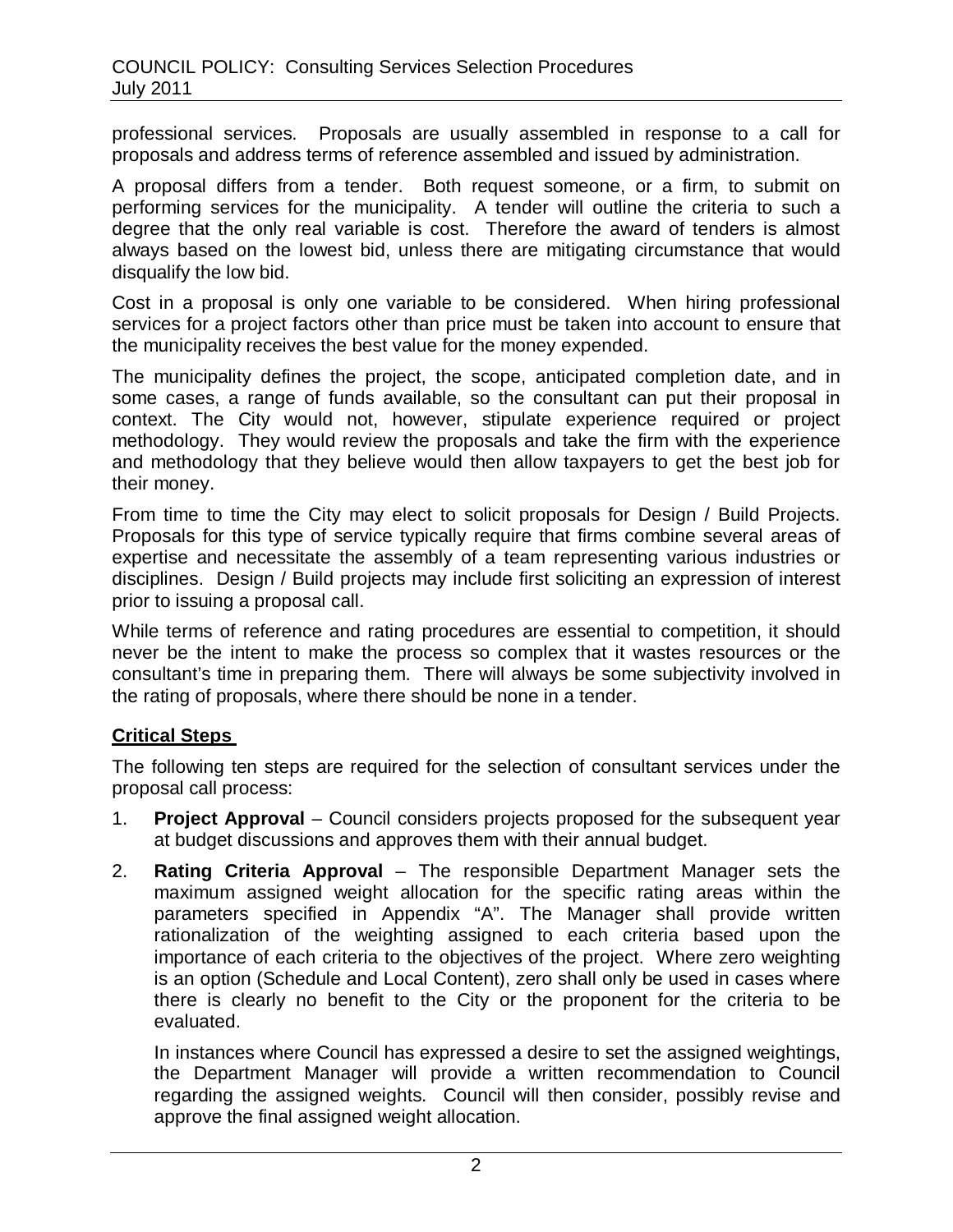professional services. Proposals are usually assembled in response to a call for proposals and address terms of reference assembled and issued by administration.

A proposal differs from a tender. Both request someone, or a firm, to submit on performing services for the municipality. A tender will outline the criteria to such a degree that the only real variable is cost. Therefore the award of tenders is almost always based on the lowest bid, unless there are mitigating circumstance that would disqualify the low bid.

Cost in a proposal is only one variable to be considered. When hiring professional services for a project factors other than price must be taken into account to ensure that the municipality receives the best value for the money expended.

The municipality defines the project, the scope, anticipated completion date, and in some cases, a range of funds available, so the consultant can put their proposal in context. The City would not, however, stipulate experience required or project methodology. They would review the proposals and take the firm with the experience and methodology that they believe would then allow taxpayers to get the best job for their money.

From time to time the City may elect to solicit proposals for Design / Build Projects. Proposals for this type of service typically require that firms combine several areas of expertise and necessitate the assembly of a team representing various industries or disciplines. Design / Build projects may include first soliciting an expression of interest prior to issuing a proposal call.

While terms of reference and rating procedures are essential to competition, it should never be the intent to make the process so complex that it wastes resources or the consultant's time in preparing them. There will always be some subjectivity involved in the rating of proposals, where there should be none in a tender.

## Critical Steps

The following ten steps are required for the selection of consultant services under the proposal call process:

1. **Project Approval** – Council considers projects proposed for the subsequent year at budget discussions and approves them with their annual budget.

2. **Rating Criteria Approval** – The responsible Department Manager sets the maximum assigned weight allocation for the specific rating areas within the parameters specified in Appendix "A". The Manager shall provide written rationalization of the weighting assigned to each criteria based upon the importance of each criteria to the objectives of the project. Where zero weighting is an option (Schedule and Local Content), zero shall only be used in cases where there is clearly no benefit to the City or the proponent for the criteria to be evaluated.

   In instances where Council has expressed a desire to set the assigned weightings, the Department Manager will provide a written recommendation to Council regarding the assigned weights. Council will then consider, possibly revise and approve the final assigned weight allocation.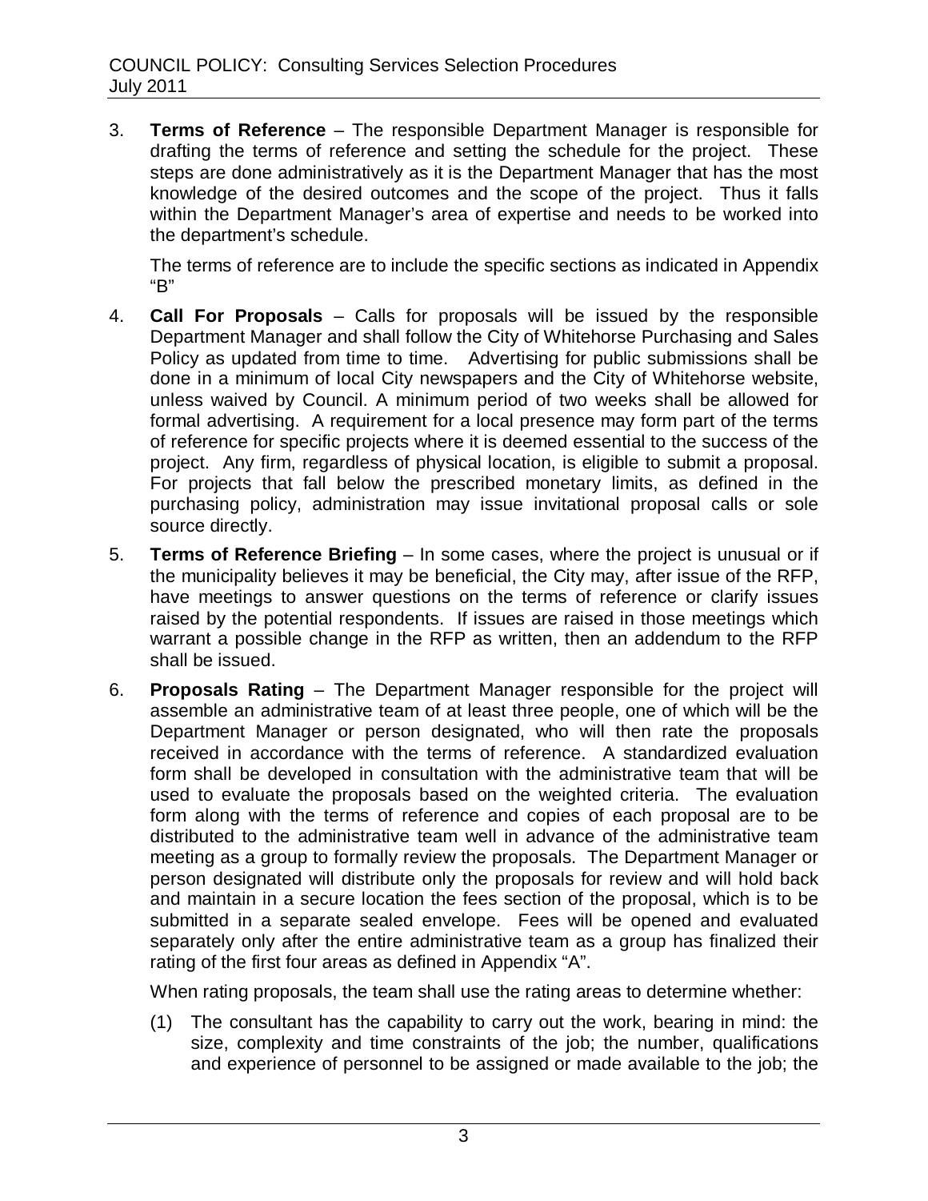3. **Terms of Reference** – The responsible Department Manager is responsible for drafting the terms of reference and setting the schedule for the project. These steps are done administratively as it is the Department Manager that has the most knowledge of the desired outcomes and the scope of the project. Thus it falls within the Department Manager's area of expertise and needs to be worked into the department's schedule.

   The terms of reference are to include the specific sections as indicated in Appendix "B"

4. **Call For Proposals** – Calls for proposals will be issued by the responsible Department Manager and shall follow the City of Whitehorse Purchasing and Sales Policy as updated from time to time. Advertising for public submissions shall be done in a minimum of local City newspapers and the City of Whitehorse website, unless waived by Council. A minimum period of two weeks shall be allowed for formal advertising. A requirement for a local presence may form part of the terms of reference for specific projects where it is deemed essential to the success of the project. Any firm, regardless of physical location, is eligible to submit a proposal. For projects that fall below the prescribed monetary limits, as defined in the purchasing policy, administration may issue invitational proposal calls or sole source directly.

5. **Terms of Reference Briefing** – In some cases, where the project is unusual or if the municipality believes it may be beneficial, the City may, after issue of the RFP, have meetings to answer questions on the terms of reference or clarify issues raised by the potential respondents. If issues are raised in those meetings which warrant a possible change in the RFP as written, then an addendum to the RFP shall be issued.

6. **Proposals Rating** – The Department Manager responsible for the project will assemble an administrative team of at least three people, one of which will be the Department Manager or person designated, who will then rate the proposals received in accordance with the terms of reference. A standardized evaluation form shall be developed in consultation with the administrative team that will be used to evaluate the proposals based on the weighted criteria. The evaluation form along with the terms of reference and copies of each proposal are to be distributed to the administrative team well in advance of the administrative team meeting as a group to formally review the proposals. The Department Manager or person designated will distribute only the proposals for review and will hold back and maintain in a secure location the fees section of the proposal, which is to be submitted in a separate sealed envelope. Fees will be opened and evaluated separately only after the entire administrative team as a group has finalized their rating of the first four areas as defined in Appendix "A".

   When rating proposals, the team shall use the rating areas to determine whether:

   (1) The consultant has the capability to carry out the work, bearing in mind: the size, complexity and time constraints of the job; the number, qualifications and experience of personnel to be assigned or made available to the job; the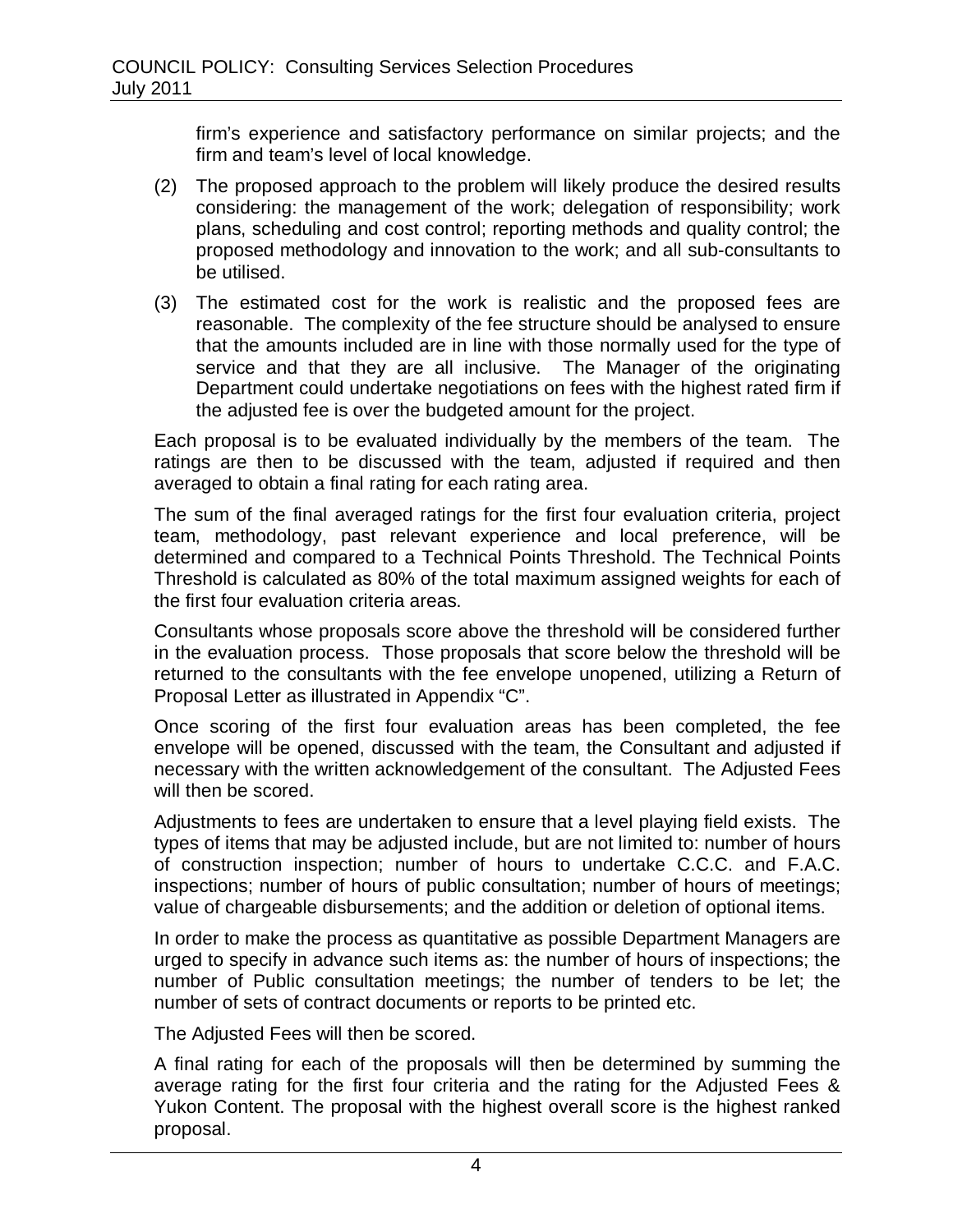firm's experience and satisfactory performance on similar projects; and the firm and team's level of local knowledge.

(2) The proposed approach to the problem will likely produce the desired results considering: the management of the work; delegation of responsibility; work plans, scheduling and cost control; reporting methods and quality control; the proposed methodology and innovation to the work; and all sub-consultants to be utilised.

(3) The estimated cost for the work is realistic and the proposed fees are reasonable. The complexity of the fee structure should be analysed to ensure that the amounts included are in line with those normally used for the type of service and that they are all inclusive. The Manager of the originating Department could undertake negotiations on fees with the highest rated firm if the adjusted fee is over the budgeted amount for the project.

Each proposal is to be evaluated individually by the members of the team. The ratings are then to be discussed with the team, adjusted if required and then averaged to obtain a final rating for each rating area.

The sum of the final averaged ratings for the first four evaluation criteria, project team, methodology, past relevant experience and local preference, will be determined and compared to a Technical Points Threshold. The Technical Points Threshold is calculated as 80% of the total maximum assigned weights for each of the first four evaluation criteria areas.

Consultants whose proposals score above the threshold will be considered further in the evaluation process. Those proposals that score below the threshold will be returned to the consultants with the fee envelope unopened, utilizing a Return of Proposal Letter as illustrated in Appendix "C".

Once scoring of the first four evaluation areas has been completed, the fee envelope will be opened, discussed with the team, the Consultant and adjusted if necessary with the written acknowledgement of the consultant. The Adjusted Fees will then be scored.

Adjustments to fees are undertaken to ensure that a level playing field exists. The types of items that may be adjusted include, but are not limited to: number of hours of construction inspection; number of hours to undertake C.C.C. and F.A.C. inspections; number of hours of public consultation; number of hours of meetings; value of chargeable disbursements; and the addition or deletion of optional items.

In order to make the process as quantitative as possible Department Managers are urged to specify in advance such items as: the number of hours of inspections; the number of Public consultation meetings; the number of tenders to be let; the number of sets of contract documents or reports to be printed etc.

The Adjusted Fees will then be scored.

A final rating for each of the proposals will then be determined by summing the average rating for the first four criteria and the rating for the Adjusted Fees & Yukon Content. The proposal with the highest overall score is the highest ranked proposal.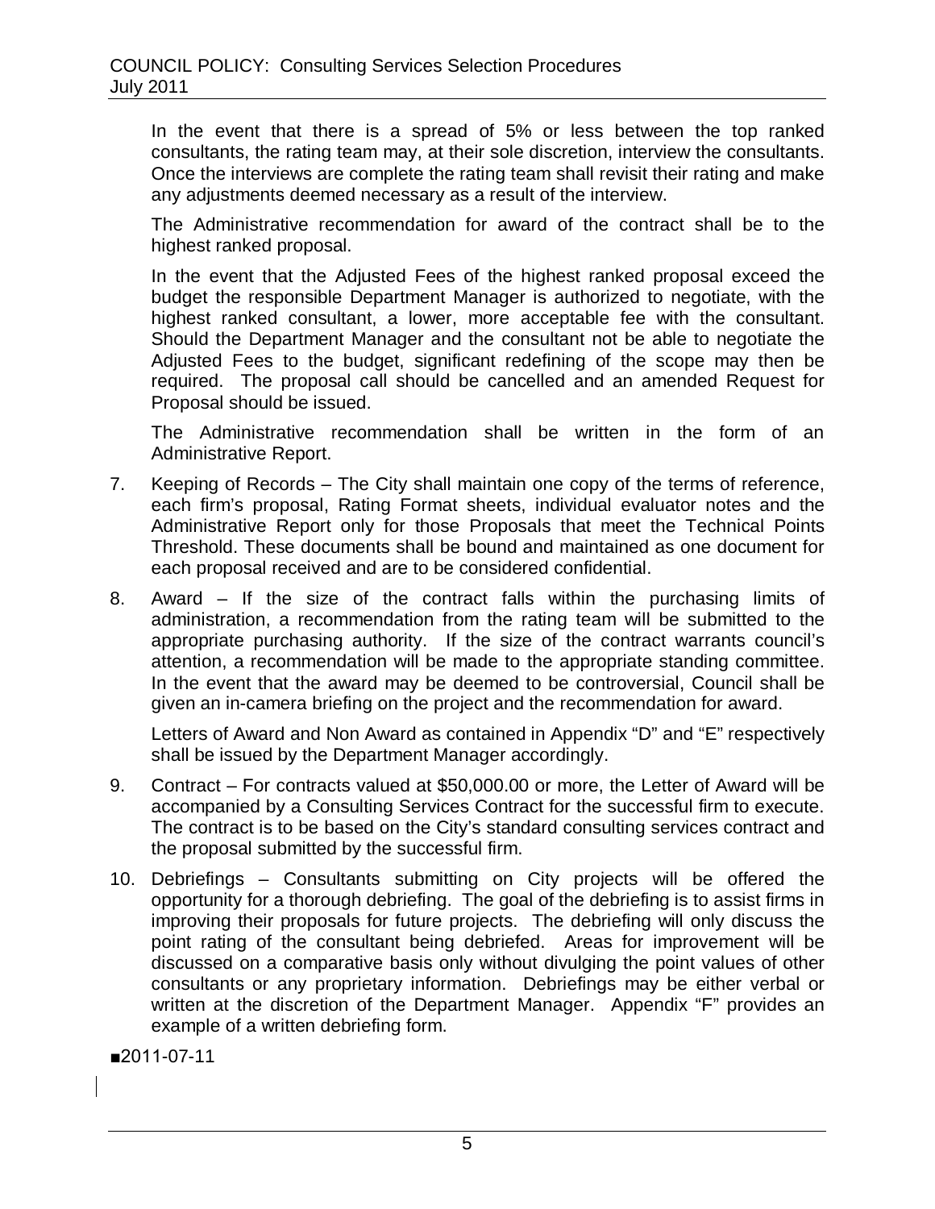In the event that there is a spread of 5% or less between the top ranked consultants, the rating team may, at their sole discretion, interview the consultants. Once the interviews are complete the rating team shall revisit their rating and make any adjustments deemed necessary as a result of the interview.

The Administrative recommendation for award of the contract shall be to the highest ranked proposal.

In the event that the Adjusted Fees of the highest ranked proposal exceed the budget the responsible Department Manager is authorized to negotiate, with the highest ranked consultant, a lower, more acceptable fee with the consultant. Should the Department Manager and the consultant not be able to negotiate the Adjusted Fees to the budget, significant redefining of the scope may then be required. The proposal call should be cancelled and an amended Request for Proposal should be issued.

The Administrative recommendation shall be written in the form of an Administrative Report.

7. Keeping of Records – The City shall maintain one copy of the terms of reference, each firm's proposal, Rating Format sheets, individual evaluator notes and the Administrative Report only for those Proposals that meet the Technical Points Threshold. These documents shall be bound and maintained as one document for each proposal received and are to be considered confidential.

8. Award – If the size of the contract falls within the purchasing limits of administration, a recommendation from the rating team will be submitted to the appropriate purchasing authority. If the size of the contract warrants council's attention, a recommendation will be made to the appropriate standing committee. In the event that the award may be deemed to be controversial, Council shall be given an in-camera briefing on the project and the recommendation for award.

   Letters of Award and Non Award as contained in Appendix "D" and "E" respectively shall be issued by the Department Manager accordingly.

9. Contract – For contracts valued at $50,000.00 or more, the Letter of Award will be accompanied by a Consulting Services Contract for the successful firm to execute. The contract is to be based on the City's standard consulting services contract and the proposal submitted by the successful firm.

10. Debriefings – Consultants submitting on City projects will be offered the opportunity for a thorough debriefing. The goal of the debriefing is to assist firms in improving their proposals for future projects. The debriefing will only discuss the point rating of the consultant being debriefed. Areas for improvement will be discussed on a comparative basis only without divulging the point values of other consultants or any proprietary information. Debriefings may be either verbal or written at the discretion of the Department Manager. Appendix "F" provides an example of a written debriefing form.

■2011-07-11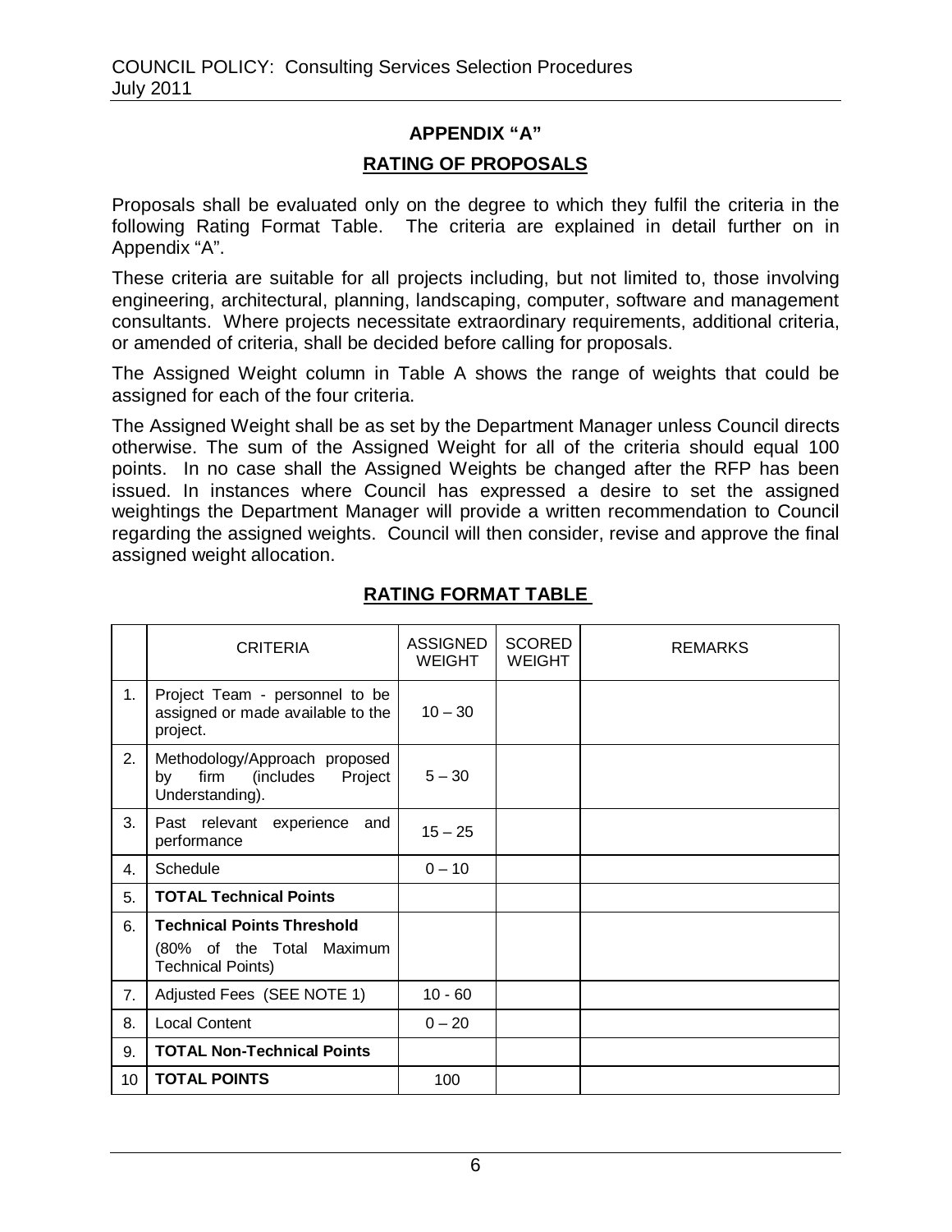## APPENDIX "A"

## RATING OF PROPOSALS

Proposals shall be evaluated only on the degree to which they fulfil the criteria in the following Rating Format Table. The criteria are explained in detail further on in Appendix "A".

These criteria are suitable for all projects including, but not limited to, those involving engineering, architectural, planning, landscaping, computer, software and management consultants. Where projects necessitate extraordinary requirements, additional criteria, or amended of criteria, shall be decided before calling for proposals.

The Assigned Weight column in Table A shows the range of weights that could be assigned for each of the four criteria.

The Assigned Weight shall be as set by the Department Manager unless Council directs otherwise. The sum of the Assigned Weight for all of the criteria should equal 100 points. In no case shall the Assigned Weights be changed after the RFP has been issued. In instances where Council has expressed a desire to set the assigned weightings the Department Manager will provide a written recommendation to Council regarding the assigned weights. Council will then consider, revise and approve the final assigned weight allocation.

### RATING FORMAT TABLE

| | CRITERIA | ASSIGNED WEIGHT | SCORED WEIGHT | REMARKS |
|---|---|---|---|---|
| 1. | Project Team - personnel to be assigned or made available to the project. | 10 – 30 | | |
| 2. | Methodology/Approach proposed by firm (includes Project Understanding). | 5 – 30 | | |
| 3. | Past relevant experience and performance | 15 – 25 | | |
| 4. | Schedule | 0 – 10 | | |
| 5. | **TOTAL Technical Points** | | | |
| 6. | **Technical Points Threshold** (80% of the Total Maximum Technical Points) | | | |
| 7. | Adjusted Fees (SEE NOTE 1) | 10 - 60 | | |
| 8. | Local Content | 0 – 20 | | |
| 9. | **TOTAL Non-Technical Points** | | | |
| 10 | **TOTAL POINTS** | 100 | | |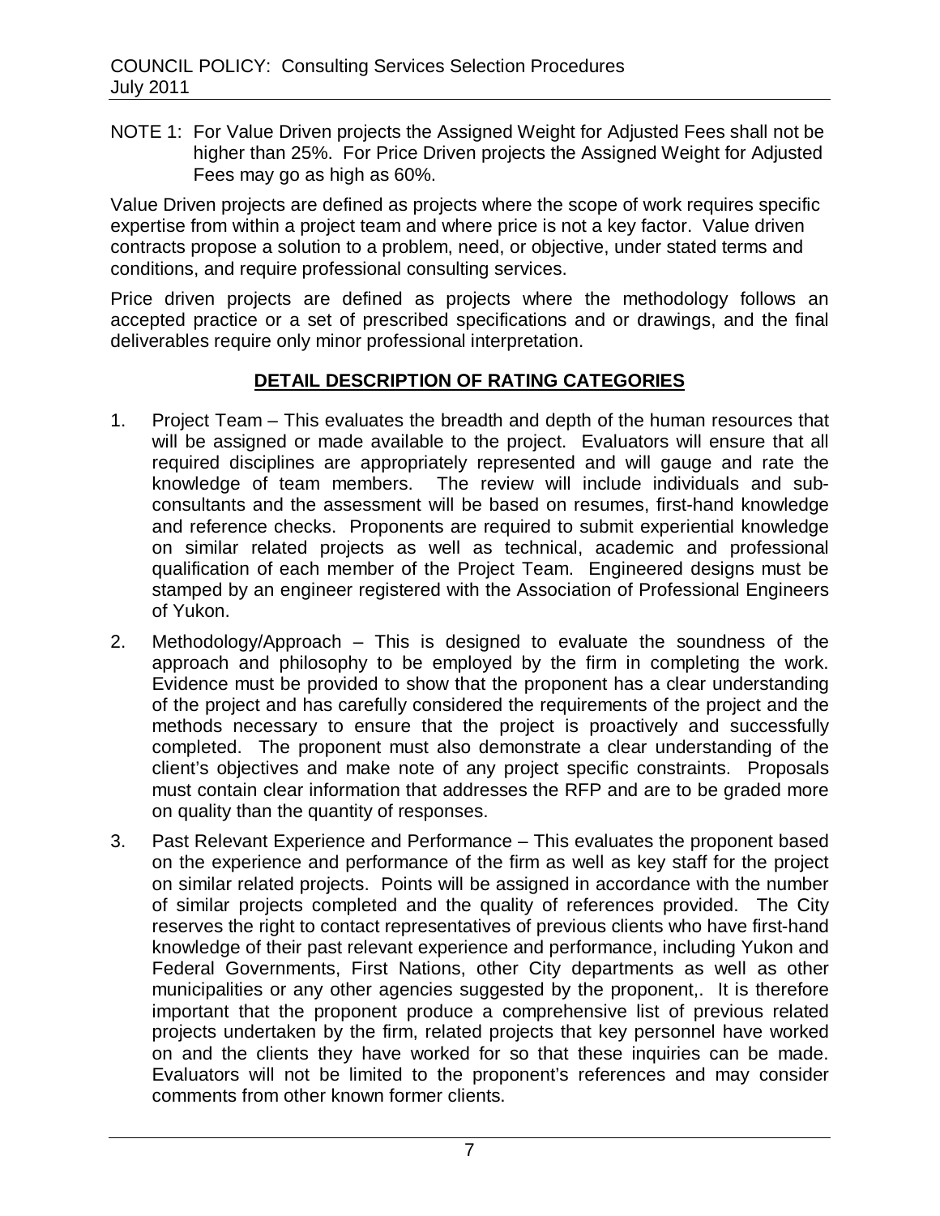NOTE 1: For Value Driven projects the Assigned Weight for Adjusted Fees shall not be higher than 25%. For Price Driven projects the Assigned Weight for Adjusted Fees may go as high as 60%.

Value Driven projects are defined as projects where the scope of work requires specific expertise from within a project team and where price is not a key factor. Value driven contracts propose a solution to a problem, need, or objective, under stated terms and conditions, and require professional consulting services.

Price driven projects are defined as projects where the methodology follows an accepted practice or a set of prescribed specifications and or drawings, and the final deliverables require only minor professional interpretation.

## DETAIL DESCRIPTION OF RATING CATEGORIES

1. Project Team – This evaluates the breadth and depth of the human resources that will be assigned or made available to the project. Evaluators will ensure that all required disciplines are appropriately represented and will gauge and rate the knowledge of team members. The review will include individuals and sub-consultants and the assessment will be based on resumes, first-hand knowledge and reference checks. Proponents are required to submit experiential knowledge on similar related projects as well as technical, academic and professional qualification of each member of the Project Team. Engineered designs must be stamped by an engineer registered with the Association of Professional Engineers of Yukon.

2. Methodology/Approach – This is designed to evaluate the soundness of the approach and philosophy to be employed by the firm in completing the work. Evidence must be provided to show that the proponent has a clear understanding of the project and has carefully considered the requirements of the project and the methods necessary to ensure that the project is proactively and successfully completed. The proponent must also demonstrate a clear understanding of the client's objectives and make note of any project specific constraints. Proposals must contain clear information that addresses the RFP and are to be graded more on quality than the quantity of responses.

3. Past Relevant Experience and Performance – This evaluates the proponent based on the experience and performance of the firm as well as key staff for the project on similar related projects. Points will be assigned in accordance with the number of similar projects completed and the quality of references provided. The City reserves the right to contact representatives of previous clients who have first-hand knowledge of their past relevant experience and performance, including Yukon and Federal Governments, First Nations, other City departments as well as other municipalities or any other agencies suggested by the proponent,. It is therefore important that the proponent produce a comprehensive list of previous related projects undertaken by the firm, related projects that key personnel have worked on and the clients they have worked for so that these inquiries can be made. Evaluators will not be limited to the proponent's references and may consider comments from other known former clients.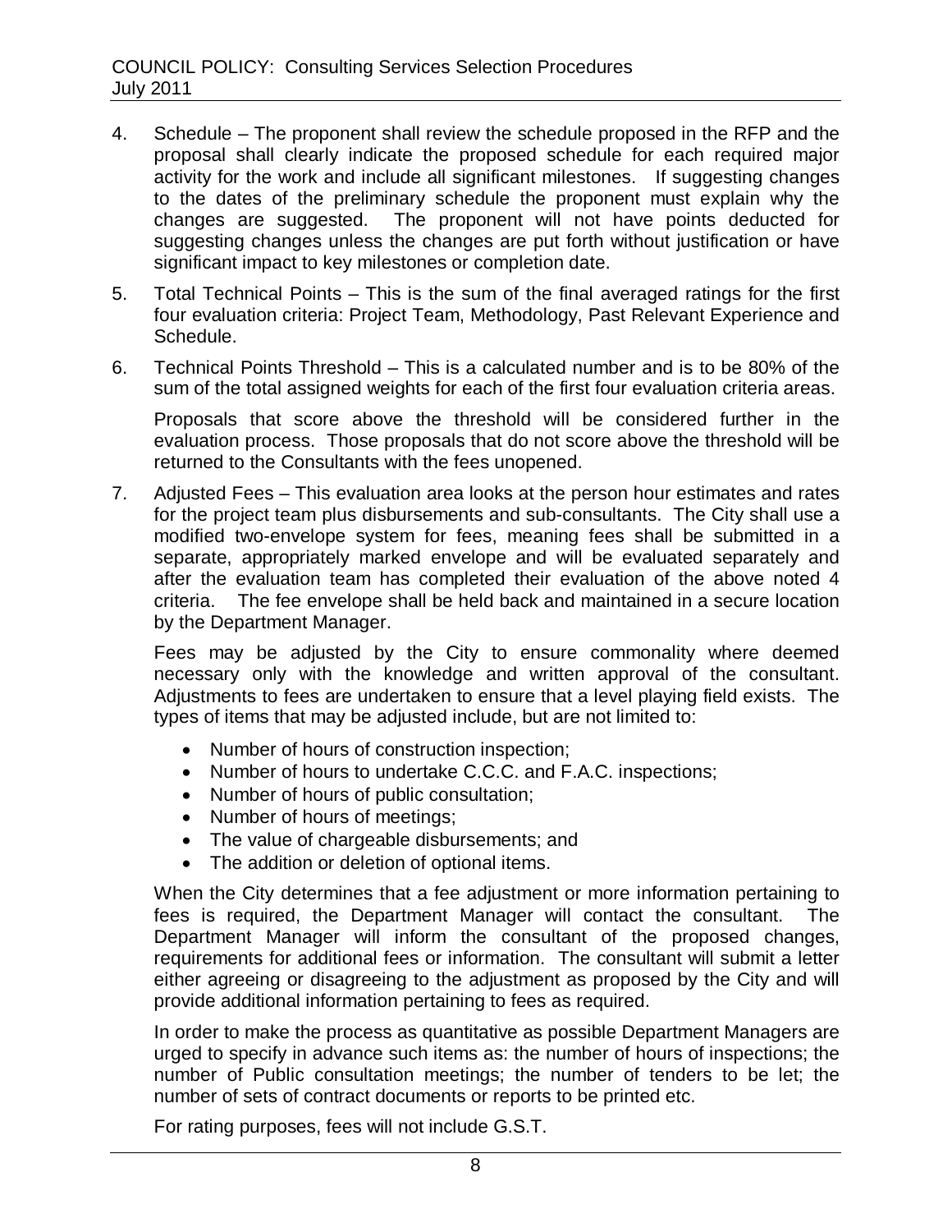4. Schedule – The proponent shall review the schedule proposed in the RFP and the proposal shall clearly indicate the proposed schedule for each required major activity for the work and include all significant milestones. If suggesting changes to the dates of the preliminary schedule the proponent must explain why the changes are suggested. The proponent will not have points deducted for suggesting changes unless the changes are put forth without justification or have significant impact to key milestones or completion date.

5. Total Technical Points – This is the sum of the final averaged ratings for the first four evaluation criteria: Project Team, Methodology, Past Relevant Experience and Schedule.

6. Technical Points Threshold – This is a calculated number and is to be 80% of the sum of the total assigned weights for each of the first four evaluation criteria areas.

   Proposals that score above the threshold will be considered further in the evaluation process. Those proposals that do not score above the threshold will be returned to the Consultants with the fees unopened.

7. Adjusted Fees – This evaluation area looks at the person hour estimates and rates for the project team plus disbursements and sub-consultants. The City shall use a modified two-envelope system for fees, meaning fees shall be submitted in a separate, appropriately marked envelope and will be evaluated separately and after the evaluation team has completed their evaluation of the above noted 4 criteria. The fee envelope shall be held back and maintained in a secure location by the Department Manager.

   Fees may be adjusted by the City to ensure commonality where deemed necessary only with the knowledge and written approval of the consultant. Adjustments to fees are undertaken to ensure that a level playing field exists. The types of items that may be adjusted include, but are not limited to:

   - Number of hours of construction inspection;
   - Number of hours to undertake C.C.C. and F.A.C. inspections;
   - Number of hours of public consultation;
   - Number of hours of meetings;
   - The value of chargeable disbursements; and
   - The addition or deletion of optional items.

   When the City determines that a fee adjustment or more information pertaining to fees is required, the Department Manager will contact the consultant. The Department Manager will inform the consultant of the proposed changes, requirements for additional fees or information. The consultant will submit a letter either agreeing or disagreeing to the adjustment as proposed by the City and will provide additional information pertaining to fees as required.

   In order to make the process as quantitative as possible Department Managers are urged to specify in advance such items as: the number of hours of inspections; the number of Public consultation meetings; the number of tenders to be let; the number of sets of contract documents or reports to be printed etc.

   For rating purposes, fees will not include G.S.T.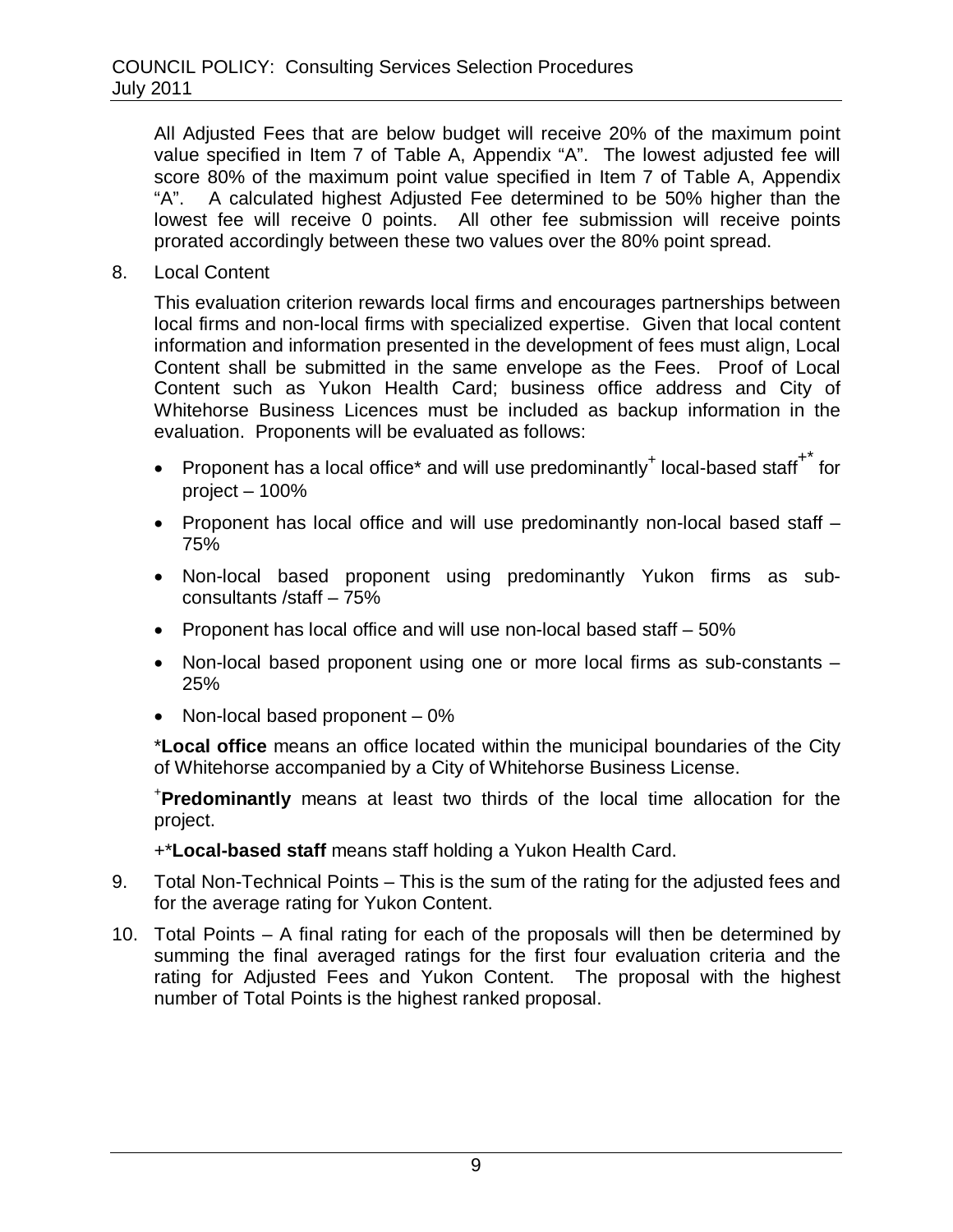All Adjusted Fees that are below budget will receive 20% of the maximum point value specified in Item 7 of Table A, Appendix "A". The lowest adjusted fee will score 80% of the maximum point value specified in Item 7 of Table A, Appendix "A". A calculated highest Adjusted Fee determined to be 50% higher than the lowest fee will receive 0 points. All other fee submission will receive points prorated accordingly between these two values over the 80% point spread.

8. Local Content

   This evaluation criterion rewards local firms and encourages partnerships between local firms and non-local firms with specialized expertise. Given that local content information and information presented in the development of fees must align, Local Content shall be submitted in the same envelope as the Fees. Proof of Local Content such as Yukon Health Card; business office address and City of Whitehorse Business Licences must be included as backup information in the evaluation. Proponents will be evaluated as follows:

   - Proponent has a local office* and will use predominantly+ local-based staff+* for project – 100%
   - Proponent has local office and will use predominantly non-local based staff – 75%
   - Non-local based proponent using predominantly Yukon firms as sub-consultants /staff – 75%
   - Proponent has local office and will use non-local based staff – 50%
   - Non-local based proponent using one or more local firms as sub-constants – 25%
   - Non-local based proponent – 0%

   ***Local office** means an office located within the municipal boundaries of the City of Whitehorse accompanied by a City of Whitehorse Business License.

   +**Predominantly** means at least two thirds of the local time allocation for the project.

   +***Local-based staff** means staff holding a Yukon Health Card.

9. Total Non-Technical Points – This is the sum of the rating for the adjusted fees and for the average rating for Yukon Content.

10. Total Points – A final rating for each of the proposals will then be determined by summing the final averaged ratings for the first four evaluation criteria and the rating for Adjusted Fees and Yukon Content. The proposal with the highest number of Total Points is the highest ranked proposal.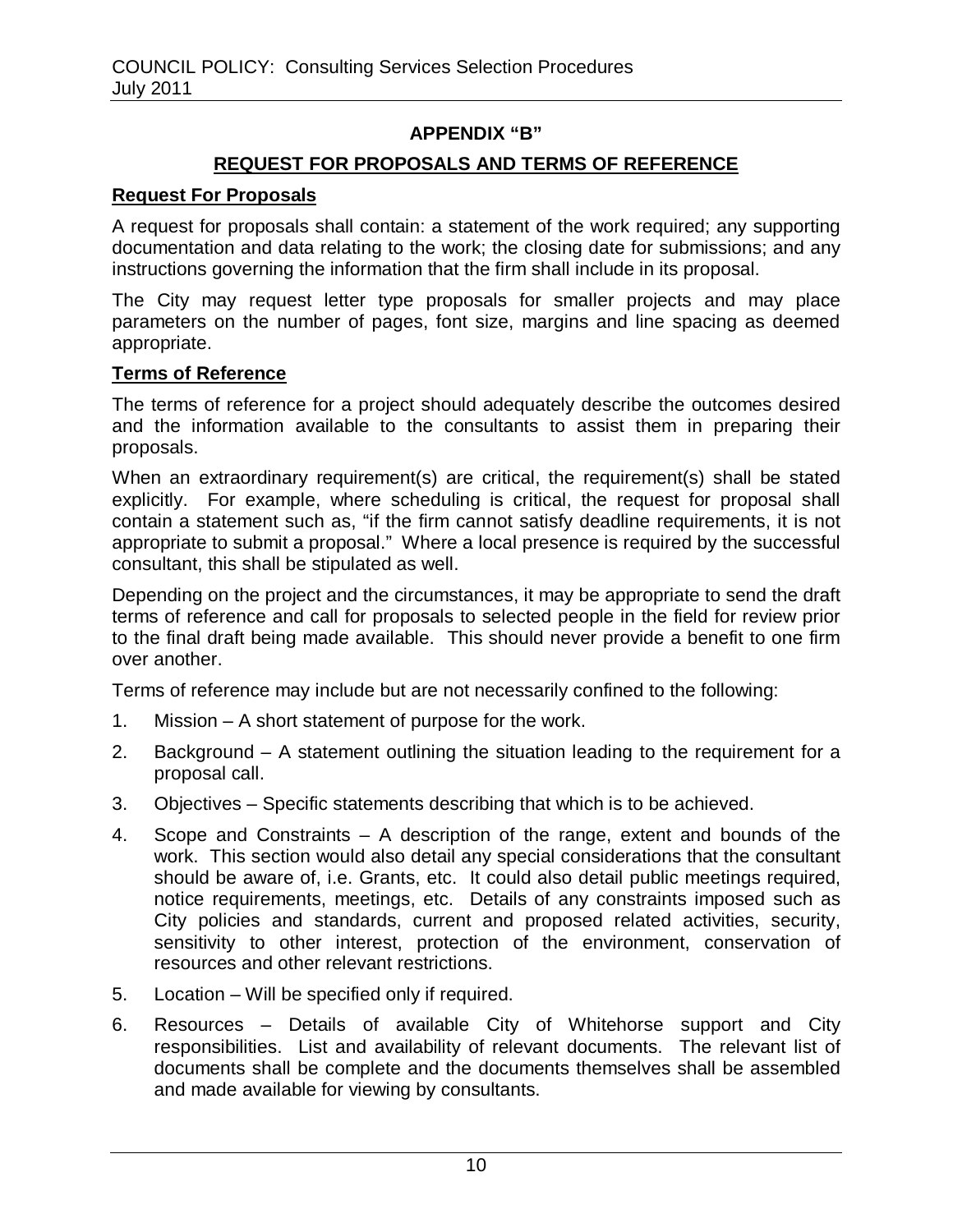## APPENDIX "B"

## REQUEST FOR PROPOSALS AND TERMS OF REFERENCE

### Request For Proposals

A request for proposals shall contain: a statement of the work required; any supporting documentation and data relating to the work; the closing date for submissions; and any instructions governing the information that the firm shall include in its proposal.

The City may request letter type proposals for smaller projects and may place parameters on the number of pages, font size, margins and line spacing as deemed appropriate.

### Terms of Reference

The terms of reference for a project should adequately describe the outcomes desired and the information available to the consultants to assist them in preparing their proposals.

When an extraordinary requirement(s) are critical, the requirement(s) shall be stated explicitly. For example, where scheduling is critical, the request for proposal shall contain a statement such as, "if the firm cannot satisfy deadline requirements, it is not appropriate to submit a proposal." Where a local presence is required by the successful consultant, this shall be stipulated as well.

Depending on the project and the circumstances, it may be appropriate to send the draft terms of reference and call for proposals to selected people in the field for review prior to the final draft being made available. This should never provide a benefit to one firm over another.

Terms of reference may include but are not necessarily confined to the following:

1. Mission – A short statement of purpose for the work.
2. Background – A statement outlining the situation leading to the requirement for a proposal call.
3. Objectives – Specific statements describing that which is to be achieved.
4. Scope and Constraints – A description of the range, extent and bounds of the work. This section would also detail any special considerations that the consultant should be aware of, i.e. Grants, etc. It could also detail public meetings required, notice requirements, meetings, etc. Details of any constraints imposed such as City policies and standards, current and proposed related activities, security, sensitivity to other interest, protection of the environment, conservation of resources and other relevant restrictions.
5. Location – Will be specified only if required.
6. Resources – Details of available City of Whitehorse support and City responsibilities. List and availability of relevant documents. The relevant list of documents shall be complete and the documents themselves shall be assembled and made available for viewing by consultants.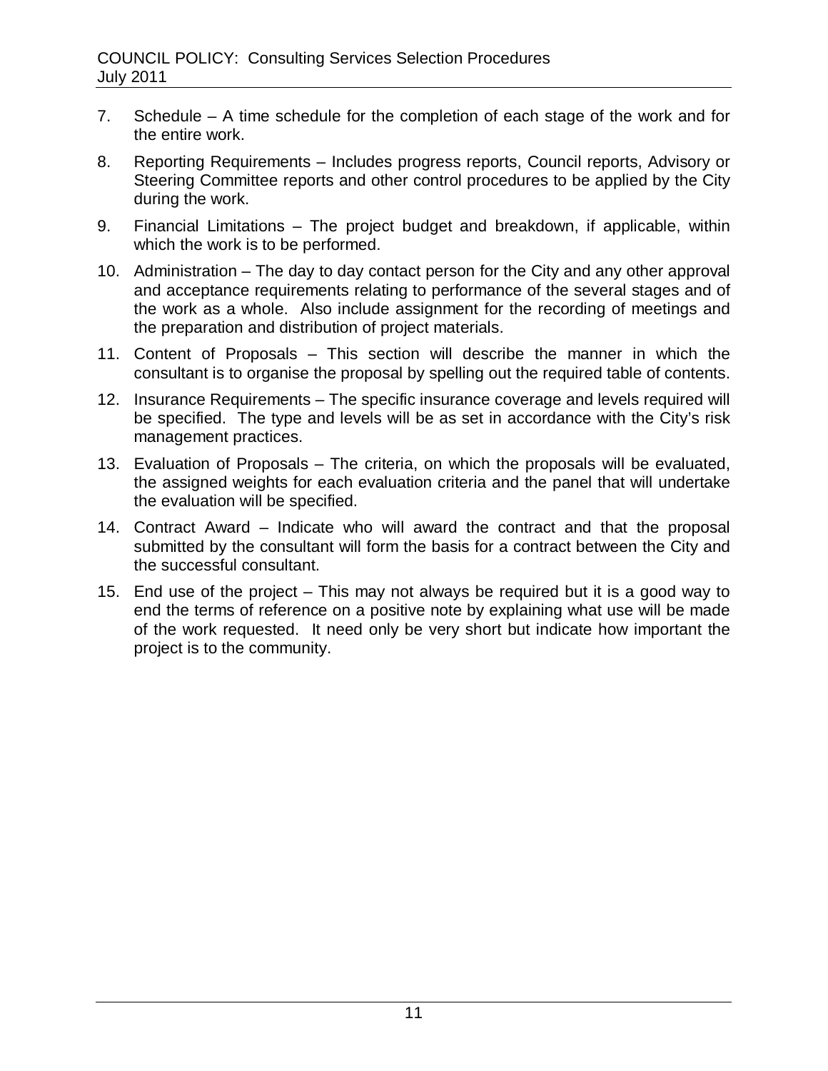7. Schedule – A time schedule for the completion of each stage of the work and for the entire work.

8. Reporting Requirements – Includes progress reports, Council reports, Advisory or Steering Committee reports and other control procedures to be applied by the City during the work.

9. Financial Limitations – The project budget and breakdown, if applicable, within which the work is to be performed.

10. Administration – The day to day contact person for the City and any other approval and acceptance requirements relating to performance of the several stages and of the work as a whole. Also include assignment for the recording of meetings and the preparation and distribution of project materials.

11. Content of Proposals – This section will describe the manner in which the consultant is to organise the proposal by spelling out the required table of contents.

12. Insurance Requirements – The specific insurance coverage and levels required will be specified. The type and levels will be as set in accordance with the City's risk management practices.

13. Evaluation of Proposals – The criteria, on which the proposals will be evaluated, the assigned weights for each evaluation criteria and the panel that will undertake the evaluation will be specified.

14. Contract Award – Indicate who will award the contract and that the proposal submitted by the consultant will form the basis for a contract between the City and the successful consultant.

15. End use of the project – This may not always be required but it is a good way to end the terms of reference on a positive note by explaining what use will be made of the work requested. It need only be very short but indicate how important the project is to the community.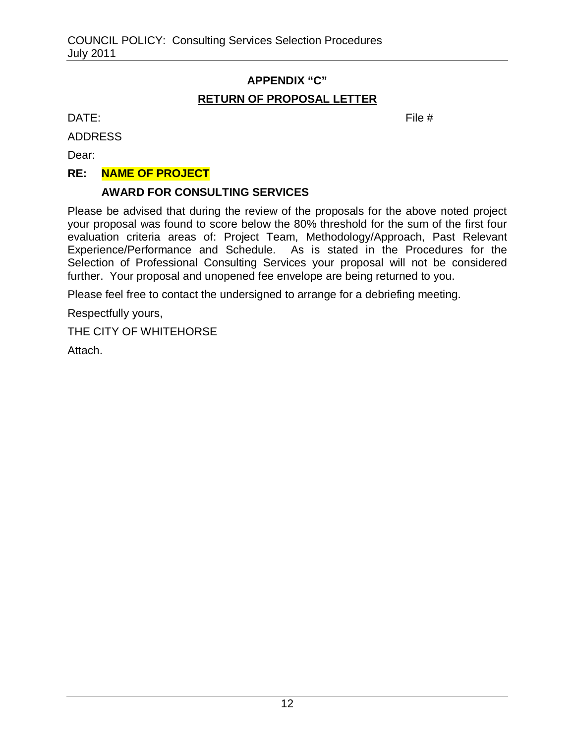## APPENDIX "C"

## RETURN OF PROPOSAL LETTER

DATE: File #

ADDRESS

Dear:

**RE: NAME OF PROJECT**

**AWARD FOR CONSULTING SERVICES**

Please be advised that during the review of the proposals for the above noted project your proposal was found to score below the 80% threshold for the sum of the first four evaluation criteria areas of: Project Team, Methodology/Approach, Past Relevant Experience/Performance and Schedule. As is stated in the Procedures for the Selection of Professional Consulting Services your proposal will not be considered further. Your proposal and unopened fee envelope are being returned to you.

Please feel free to contact the undersigned to arrange for a debriefing meeting.

Respectfully yours,

THE CITY OF WHITEHORSE

Attach.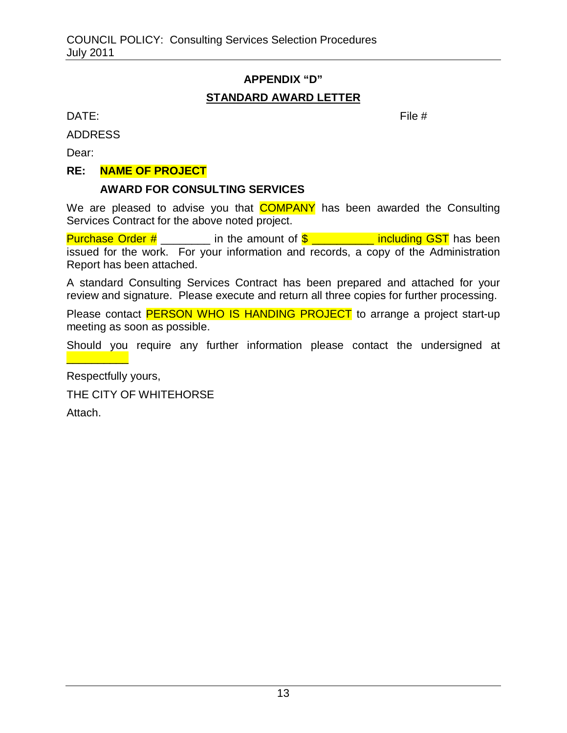## APPENDIX "D"

## STANDARD AWARD LETTER

DATE: File #

ADDRESS

Dear:

**RE: NAME OF PROJECT**

**AWARD FOR CONSULTING SERVICES**

We are pleased to advise you that COMPANY has been awarded the Consulting Services Contract for the above noted project.

Purchase Order # ________ in the amount of $ __________ including GST has been issued for the work. For your information and records, a copy of the Administration Report has been attached.

A standard Consulting Services Contract has been prepared and attached for your review and signature. Please execute and return all three copies for further processing.

Please contact PERSON WHO IS HANDING PROJECT to arrange a project start-up meeting as soon as possible.

Should you require any further information please contact the undersigned at __________

Respectfully yours,

THE CITY OF WHITEHORSE

Attach.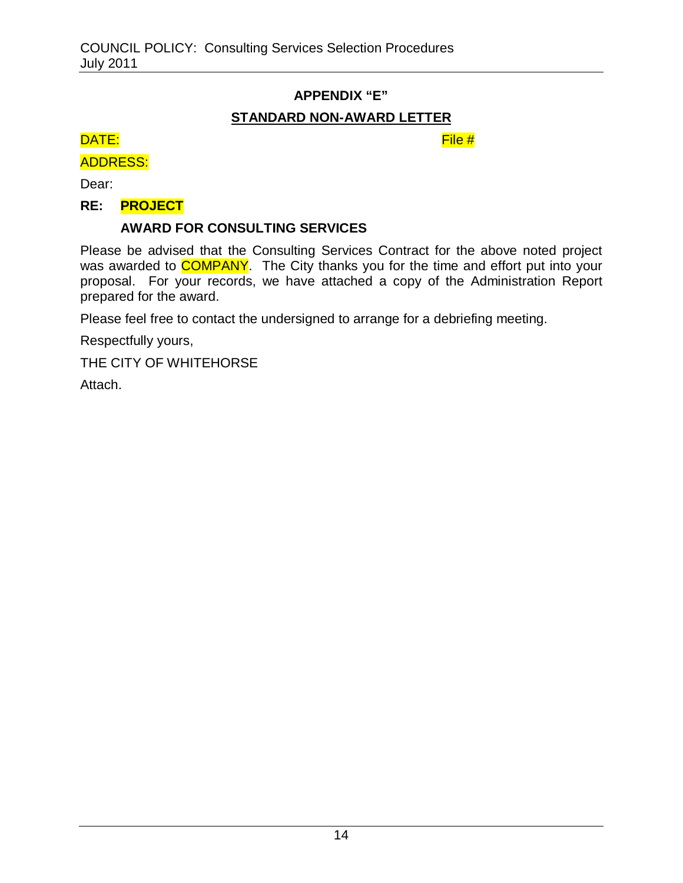## APPENDIX "E"

## STANDARD NON-AWARD LETTER

DATE: File #

ADDRESS:

Dear:

**RE: PROJECT**

**AWARD FOR CONSULTING SERVICES**

Please be advised that the Consulting Services Contract for the above noted project was awarded to COMPANY. The City thanks you for the time and effort put into your proposal. For your records, we have attached a copy of the Administration Report prepared for the award.

Please feel free to contact the undersigned to arrange for a debriefing meeting.

Respectfully yours,

THE CITY OF WHITEHORSE

Attach.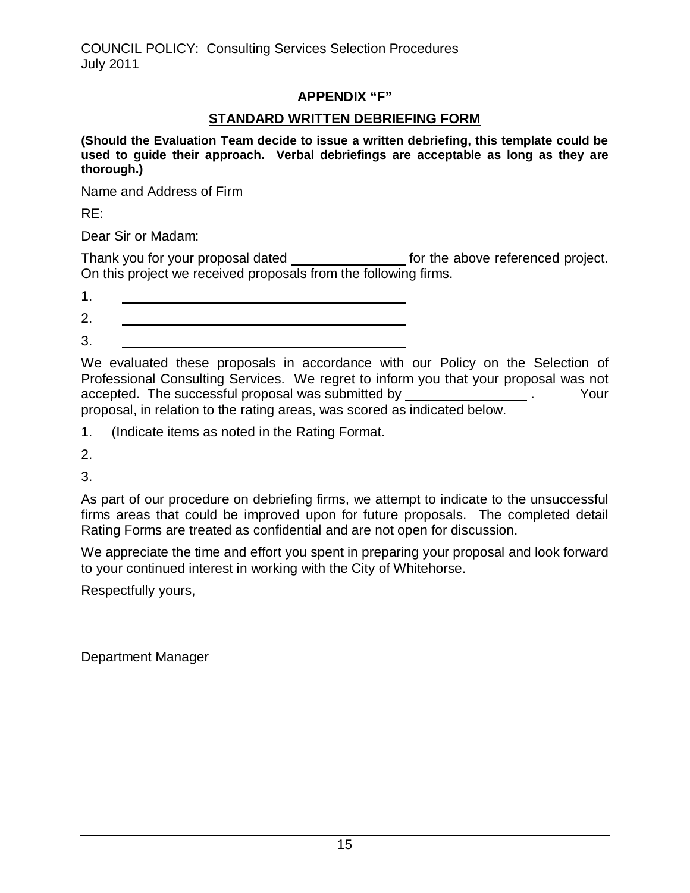## APPENDIX "F"

## STANDARD WRITTEN DEBRIEFING FORM

**(Should the Evaluation Team decide to issue a written debriefing, this template could be used to guide their approach. Verbal debriefings are acceptable as long as they are thorough.)**

Name and Address of Firm

RE:

Dear Sir or Madam:

Thank you for your proposal dated \_\_\_\_\_\_\_\_\_\_\_\_\_\_\_\_ for the above referenced project. On this project we received proposals from the following firms.

1. \_\_\_\_\_\_\_\_\_\_\_\_\_\_\_\_\_\_\_\_\_\_\_\_\_\_\_\_\_\_\_\_\_\_\_\_\_\_\_\_
2. \_\_\_\_\_\_\_\_\_\_\_\_\_\_\_\_\_\_\_\_\_\_\_\_\_\_\_\_\_\_\_\_\_\_\_\_\_\_\_\_
3. \_\_\_\_\_\_\_\_\_\_\_\_\_\_\_\_\_\_\_\_\_\_\_\_\_\_\_\_\_\_\_\_\_\_\_\_\_\_\_\_

We evaluated these proposals in accordance with our Policy on the Selection of Professional Consulting Services. We regret to inform you that your proposal was not accepted. The successful proposal was submitted by \_\_\_\_\_\_\_\_\_\_\_\_\_\_\_\_\_ . Your proposal, in relation to the rating areas, was scored as indicated below.

1. (Indicate items as noted in the Rating Format.
2. 
3. 

As part of our procedure on debriefing firms, we attempt to indicate to the unsuccessful firms areas that could be improved upon for future proposals. The completed detail Rating Forms are treated as confidential and are not open for discussion.

We appreciate the time and effort you spent in preparing your proposal and look forward to your continued interest in working with the City of Whitehorse.

Respectfully yours,

Department Manager